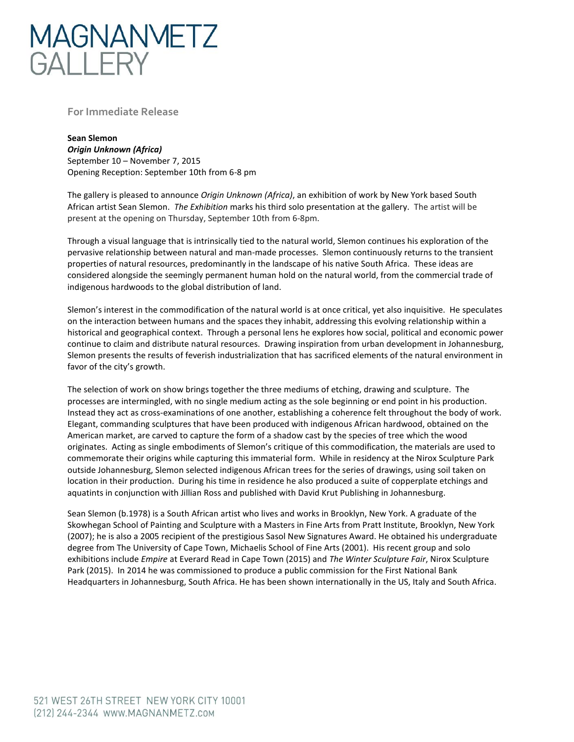# MAGNANMETZ GALLERY

For Immediate Release

**Sean Slemon**
***Origin Unknown (Africa)***
September 10 – November 7, 2015
Opening Reception: September 10th from 6-8 pm

The gallery is pleased to announce *Origin Unknown (Africa)*, an exhibition of work by New York based South African artist Sean Slemon. *The Exhibition* marks his third solo presentation at the gallery. The artist will be present at the opening on Thursday, September 10th from 6-8pm.

Through a visual language that is intrinsically tied to the natural world, Slemon continues his exploration of the pervasive relationship between natural and man-made processes. Slemon continuously returns to the transient properties of natural resources, predominantly in the landscape of his native South Africa. These ideas are considered alongside the seemingly permanent human hold on the natural world, from the commercial trade of indigenous hardwoods to the global distribution of land.

Slemon's interest in the commodification of the natural world is at once critical, yet also inquisitive. He speculates on the interaction between humans and the spaces they inhabit, addressing this evolving relationship within a historical and geographical context. Through a personal lens he explores how social, political and economic power continue to claim and distribute natural resources. Drawing inspiration from urban development in Johannesburg, Slemon presents the results of feverish industrialization that has sacrificed elements of the natural environment in favor of the city's growth.

The selection of work on show brings together the three mediums of etching, drawing and sculpture. The processes are intermingled, with no single medium acting as the sole beginning or end point in his production. Instead they act as cross-examinations of one another, establishing a coherence felt throughout the body of work. Elegant, commanding sculptures that have been produced with indigenous African hardwood, obtained on the American market, are carved to capture the form of a shadow cast by the species of tree which the wood originates. Acting as single embodiments of Slemon's critique of this commodification, the materials are used to commemorate their origins while capturing this immaterial form. While in residency at the Nirox Sculpture Park outside Johannesburg, Slemon selected indigenous African trees for the series of drawings, using soil taken on location in their production. During his time in residence he also produced a suite of copperplate etchings and aquatints in conjunction with Jillian Ross and published with David Krut Publishing in Johannesburg.

Sean Slemon (b.1978) is a South African artist who lives and works in Brooklyn, New York. A graduate of the Skowhegan School of Painting and Sculpture with a Masters in Fine Arts from Pratt Institute, Brooklyn, New York (2007); he is also a 2005 recipient of the prestigious Sasol New Signatures Award. He obtained his undergraduate degree from The University of Cape Town, Michaelis School of Fine Arts (2001). His recent group and solo exhibitions include *Empire* at Everard Read in Cape Town (2015) and *The Winter Sculpture Fair*, Nirox Sculpture Park (2015). In 2014 he was commissioned to produce a public commission for the First National Bank Headquarters in Johannesburg, South Africa. He has been shown internationally in the US, Italy and South Africa.

521 WEST 26TH STREET NEW YORK CITY 10001
(212) 244-2344 WWW.MAGNANMETZ.COM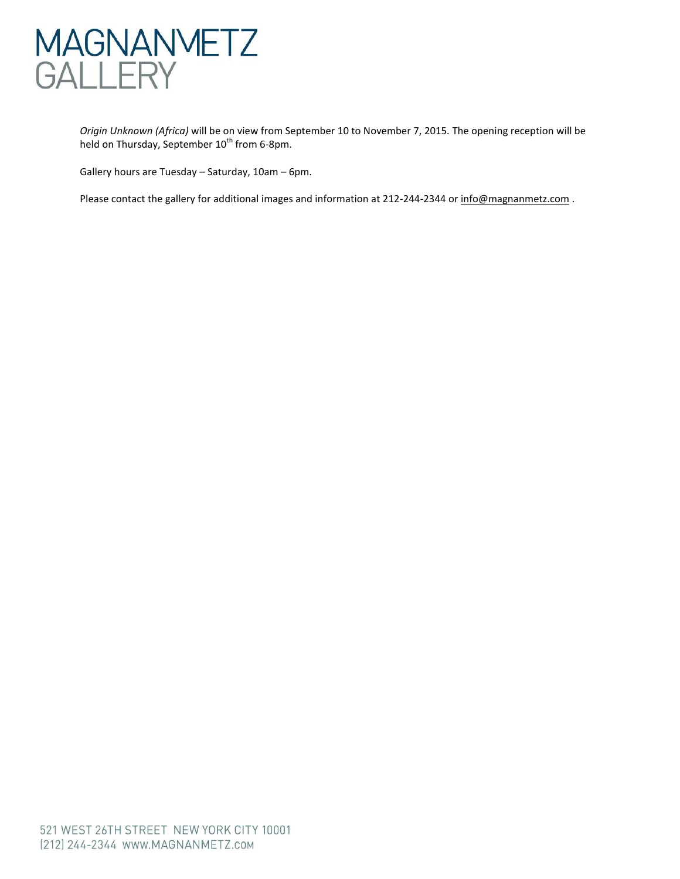# MAGNANMETZ GALLERY

*Origin Unknown (Africa)* will be on view from September 10 to November 7, 2015. The opening reception will be held on Thursday, September 10th from 6-8pm.

Gallery hours are Tuesday – Saturday, 10am – 6pm.

Please contact the gallery for additional images and information at 212-244-2344 or info@magnanmetz.com .

521 WEST 26TH STREET NEW YORK CITY 10001
(212) 244-2344 WWW.MAGNANMETZ.COM